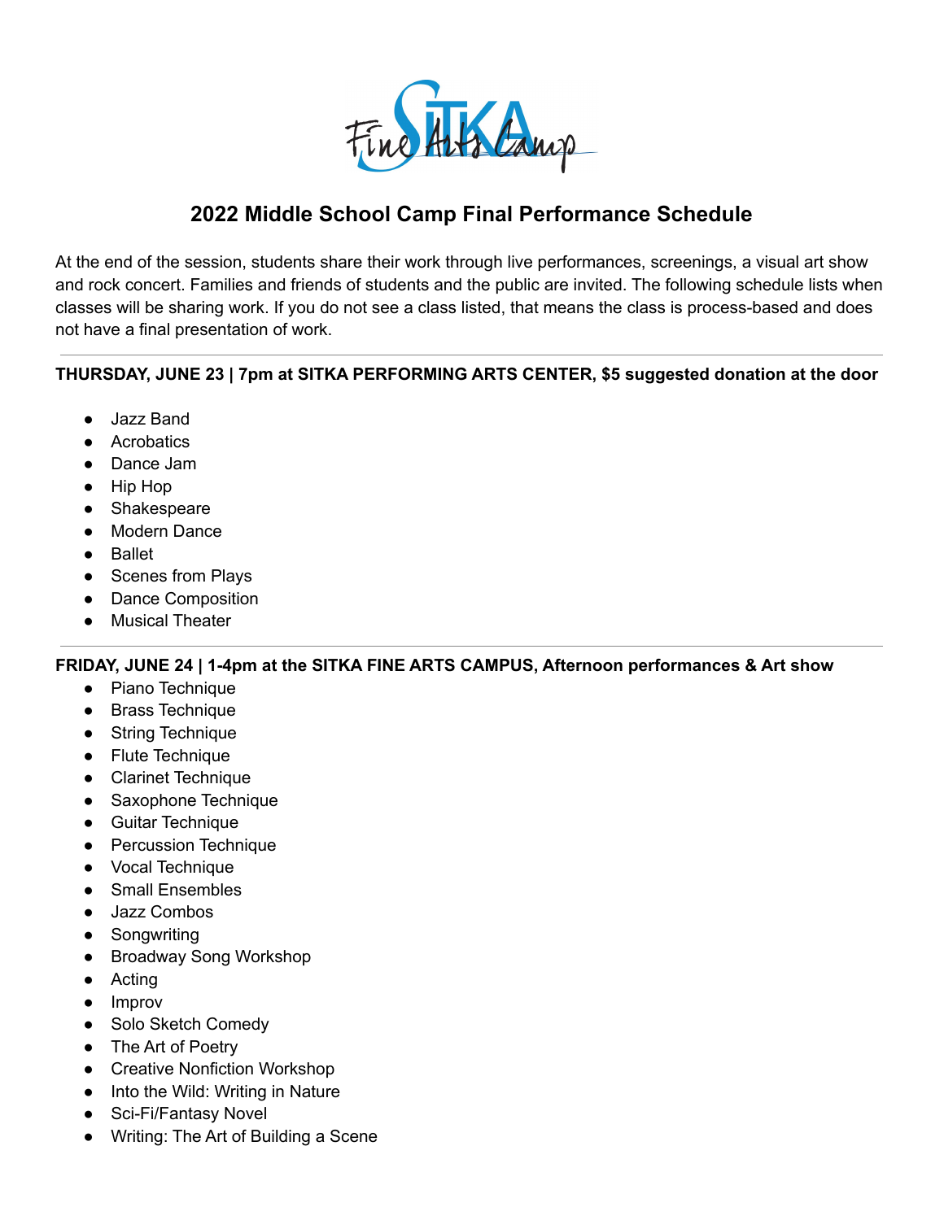# 2022 Middle School Camp Final Performance Schedule

At the end of the session, students share their work through live performances, screenings, a visual art show and rock concert. Families and friends of students and the public are invited. The following schedule lists when classes will be sharing work. If you do not see a class listed, that means the class is process-based and does not have a final presentation of work.

---

**THURSDAY, JUNE 23 | 7pm at SITKA PERFORMING ARTS CENTER, $5 suggested donation at the door**

- Jazz Band
- Acrobatics
- Dance Jam
- Hip Hop
- Shakespeare
- Modern Dance
- Ballet
- Scenes from Plays
- Dance Composition
- Musical Theater

---

**FRIDAY, JUNE 24 | 1-4pm at the SITKA FINE ARTS CAMPUS, Afternoon performances & Art show**

- Piano Technique
- Brass Technique
- String Technique
- Flute Technique
- Clarinet Technique
- Saxophone Technique
- Guitar Technique
- Percussion Technique
- Vocal Technique
- Small Ensembles
- Jazz Combos
- Songwriting
- Broadway Song Workshop
- Acting
- Improv
- Solo Sketch Comedy
- The Art of Poetry
- Creative Nonfiction Workshop
- Into the Wild: Writing in Nature
- Sci-Fi/Fantasy Novel
- Writing: The Art of Building a Scene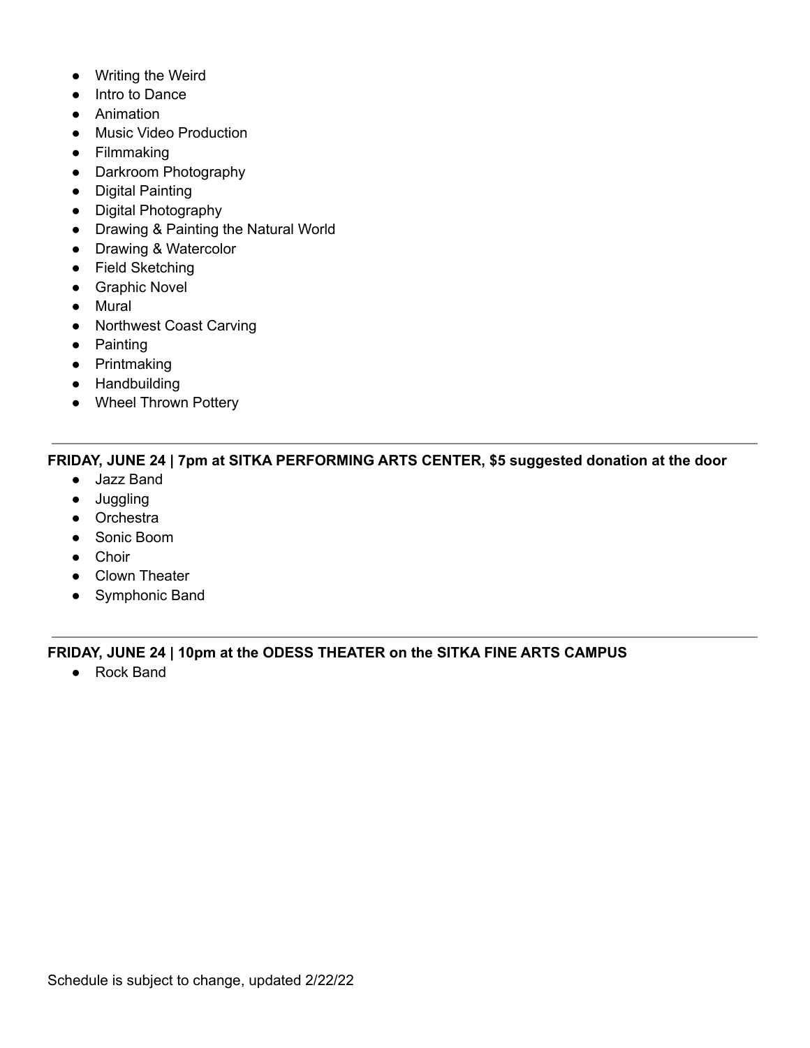- Writing the Weird
- Intro to Dance
- Animation
- Music Video Production
- Filmmaking
- Darkroom Photography
- Digital Painting
- Digital Photography
- Drawing & Painting the Natural World
- Drawing & Watercolor
- Field Sketching
- Graphic Novel
- Mural
- Northwest Coast Carving
- Painting
- Printmaking
- Handbuilding
- Wheel Thrown Pottery

---

**FRIDAY, JUNE 24 | 7pm at SITKA PERFORMING ARTS CENTER, $5 suggested donation at the door**

- Jazz Band
- Juggling
- Orchestra
- Sonic Boom
- Choir
- Clown Theater
- Symphonic Band

---

**FRIDAY, JUNE 24 | 10pm at the ODESS THEATER on the SITKA FINE ARTS CAMPUS**

- Rock Band

Schedule is subject to change, updated 2/22/22